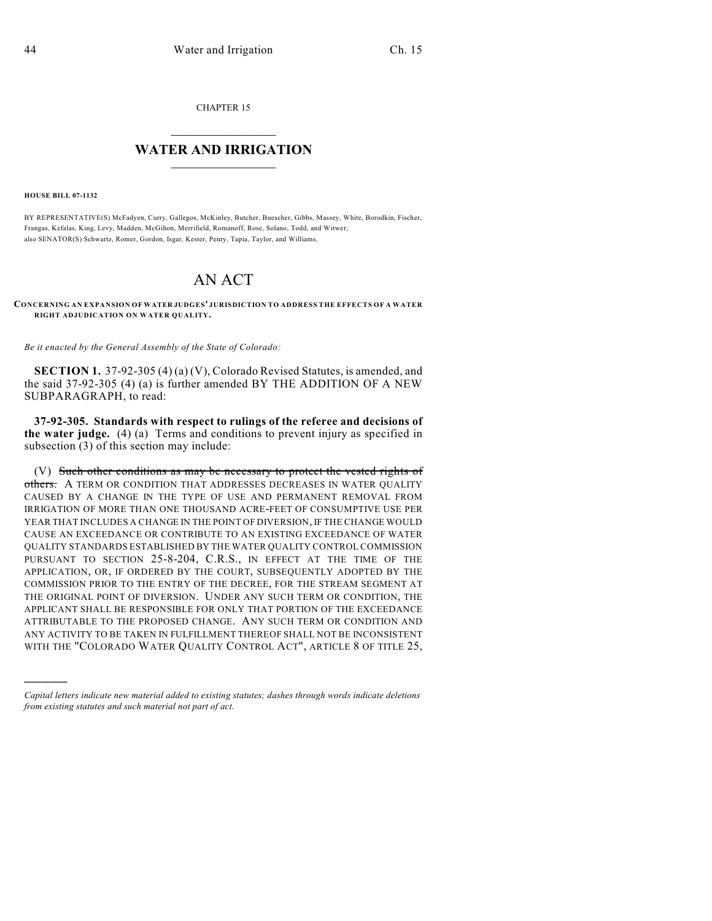CHAPTER 15

# WATER AND IRRIGATION

**HOUSE BILL 07-1132**

BY REPRESENTATIVE(S) McFadyen, Curry, Gallegos, McKinley, Butcher, Buescher, Gibbs, Massey, White, Borodkin, Fischer, Frangas, Kefalas, King, Levy, Madden, McGihon, Merrifield, Romanoff, Rose, Solano, Todd, and Witwer; also SENATOR(S) Schwartz, Romer, Gordon, Isgar, Kester, Penry, Tapia, Taylor, and Williams.

# AN ACT

**CONCERNING AN EXPANSION OF WATER JUDGES' JURISDICTION TO ADDRESS THE EFFECTS OF A WATER RIGHT ADJUDICATION ON WATER QUALITY.**

*Be it enacted by the General Assembly of the State of Colorado:*

**SECTION 1.** 37-92-305 (4) (a) (V), Colorado Revised Statutes, is amended, and the said 37-92-305 (4) (a) is further amended BY THE ADDITION OF A NEW SUBPARAGRAPH, to read:

**37-92-305. Standards with respect to rulings of the referee and decisions of the water judge.** (4) (a) Terms and conditions to prevent injury as specified in subsection (3) of this section may include:

(V) ~~Such other conditions as may be necessary to protect the vested rights of others.~~ A TERM OR CONDITION THAT ADDRESSES DECREASES IN WATER QUALITY CAUSED BY A CHANGE IN THE TYPE OF USE AND PERMANENT REMOVAL FROM IRRIGATION OF MORE THAN ONE THOUSAND ACRE-FEET OF CONSUMPTIVE USE PER YEAR THAT INCLUDES A CHANGE IN THE POINT OF DIVERSION, IF THE CHANGE WOULD CAUSE AN EXCEEDANCE OR CONTRIBUTE TO AN EXISTING EXCEEDANCE OF WATER QUALITY STANDARDS ESTABLISHED BY THE WATER QUALITY CONTROL COMMISSION PURSUANT TO SECTION 25-8-204, C.R.S., IN EFFECT AT THE TIME OF THE APPLICATION, OR, IF ORDERED BY THE COURT, SUBSEQUENTLY ADOPTED BY THE COMMISSION PRIOR TO THE ENTRY OF THE DECREE, FOR THE STREAM SEGMENT AT THE ORIGINAL POINT OF DIVERSION. UNDER ANY SUCH TERM OR CONDITION, THE APPLICANT SHALL BE RESPONSIBLE FOR ONLY THAT PORTION OF THE EXCEEDANCE ATTRIBUTABLE TO THE PROPOSED CHANGE. ANY SUCH TERM OR CONDITION AND ANY ACTIVITY TO BE TAKEN IN FULFILLMENT THEREOF SHALL NOT BE INCONSISTENT WITH THE "COLORADO WATER QUALITY CONTROL ACT", ARTICLE 8 OF TITLE 25,

*Capital letters indicate new material added to existing statutes; dashes through words indicate deletions from existing statutes and such material not part of act.*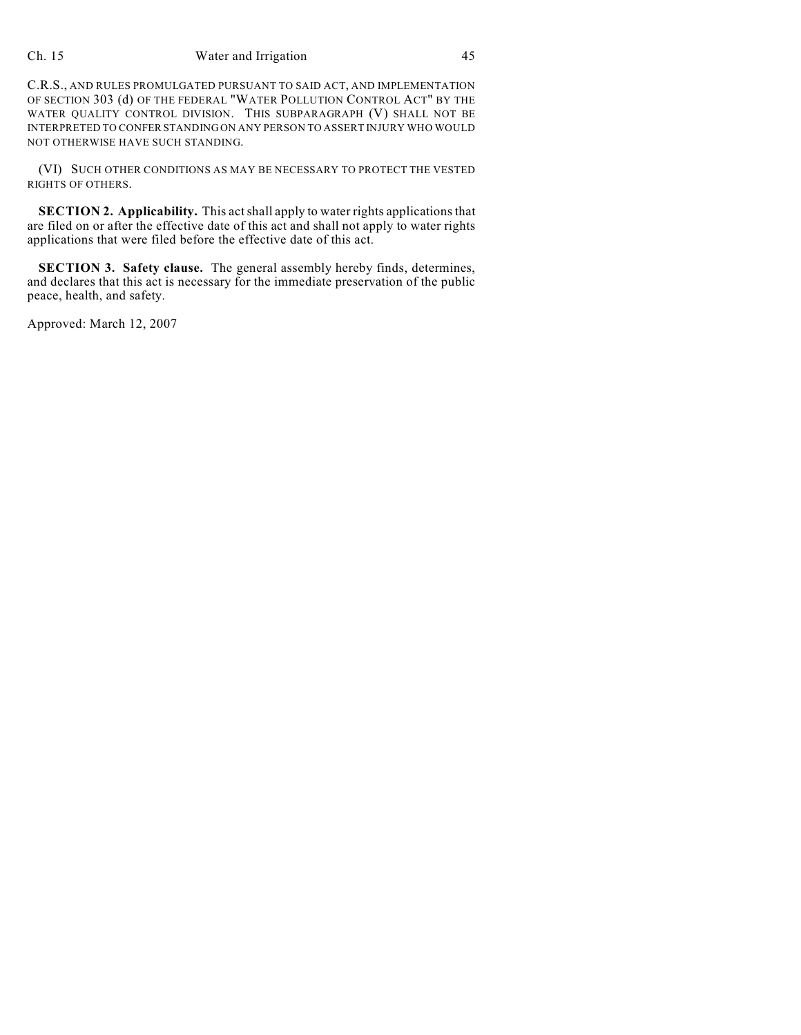C.R.S., AND RULES PROMULGATED PURSUANT TO SAID ACT, AND IMPLEMENTATION OF SECTION 303 (d) OF THE FEDERAL "WATER POLLUTION CONTROL ACT" BY THE WATER QUALITY CONTROL DIVISION. THIS SUBPARAGRAPH (V) SHALL NOT BE INTERPRETED TO CONFER STANDING ON ANY PERSON TO ASSERT INJURY WHO WOULD NOT OTHERWISE HAVE SUCH STANDING.

(VI) SUCH OTHER CONDITIONS AS MAY BE NECESSARY TO PROTECT THE VESTED RIGHTS OF OTHERS.

**SECTION 2. Applicability.** This act shall apply to water rights applications that are filed on or after the effective date of this act and shall not apply to water rights applications that were filed before the effective date of this act.

**SECTION 3. Safety clause.** The general assembly hereby finds, determines, and declares that this act is necessary for the immediate preservation of the public peace, health, and safety.

Approved: March 12, 2007